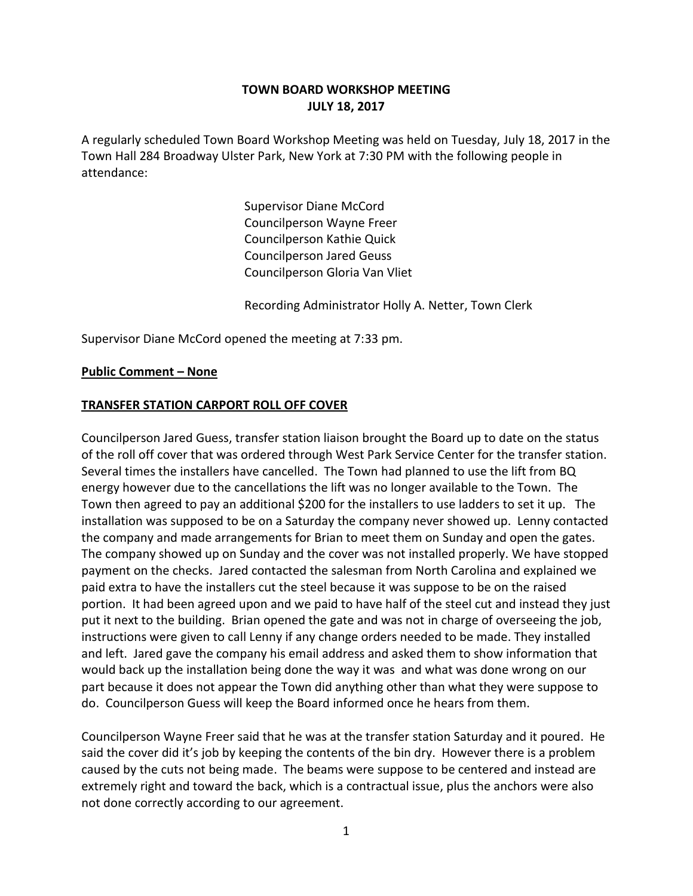# TOWN BOARD WORKSHOP MEETING
## JULY 18, 2017

A regularly scheduled Town Board Workshop Meeting was held on Tuesday, July 18, 2017 in the Town Hall 284 Broadway Ulster Park, New York at 7:30 PM with the following people in attendance:

Supervisor Diane McCord
Councilperson Wayne Freer
Councilperson Kathie Quick
Councilperson Jared Geuss
Councilperson Gloria Van Vliet

Recording Administrator Holly A. Netter, Town Clerk

Supervisor Diane McCord opened the meeting at 7:33 pm.

**Public Comment – None**

**TRANSFER STATION CARPORT ROLL OFF COVER**

Councilperson Jared Guess, transfer station liaison brought the Board up to date on the status of the roll off cover that was ordered through West Park Service Center for the transfer station. Several times the installers have cancelled. The Town had planned to use the lift from BQ energy however due to the cancellations the lift was no longer available to the Town. The Town then agreed to pay an additional $200 for the installers to use ladders to set it up. The installation was supposed to be on a Saturday the company never showed up. Lenny contacted the company and made arrangements for Brian to meet them on Sunday and open the gates. The company showed up on Sunday and the cover was not installed properly. We have stopped payment on the checks. Jared contacted the salesman from North Carolina and explained we paid extra to have the installers cut the steel because it was suppose to be on the raised portion. It had been agreed upon and we paid to have half of the steel cut and instead they just put it next to the building. Brian opened the gate and was not in charge of overseeing the job, instructions were given to call Lenny if any change orders needed to be made. They installed and left. Jared gave the company his email address and asked them to show information that would back up the installation being done the way it was and what was done wrong on our part because it does not appear the Town did anything other than what they were suppose to do. Councilperson Guess will keep the Board informed once he hears from them.

Councilperson Wayne Freer said that he was at the transfer station Saturday and it poured. He said the cover did it's job by keeping the contents of the bin dry. However there is a problem caused by the cuts not being made. The beams were suppose to be centered and instead are extremely right and toward the back, which is a contractual issue, plus the anchors were also not done correctly according to our agreement.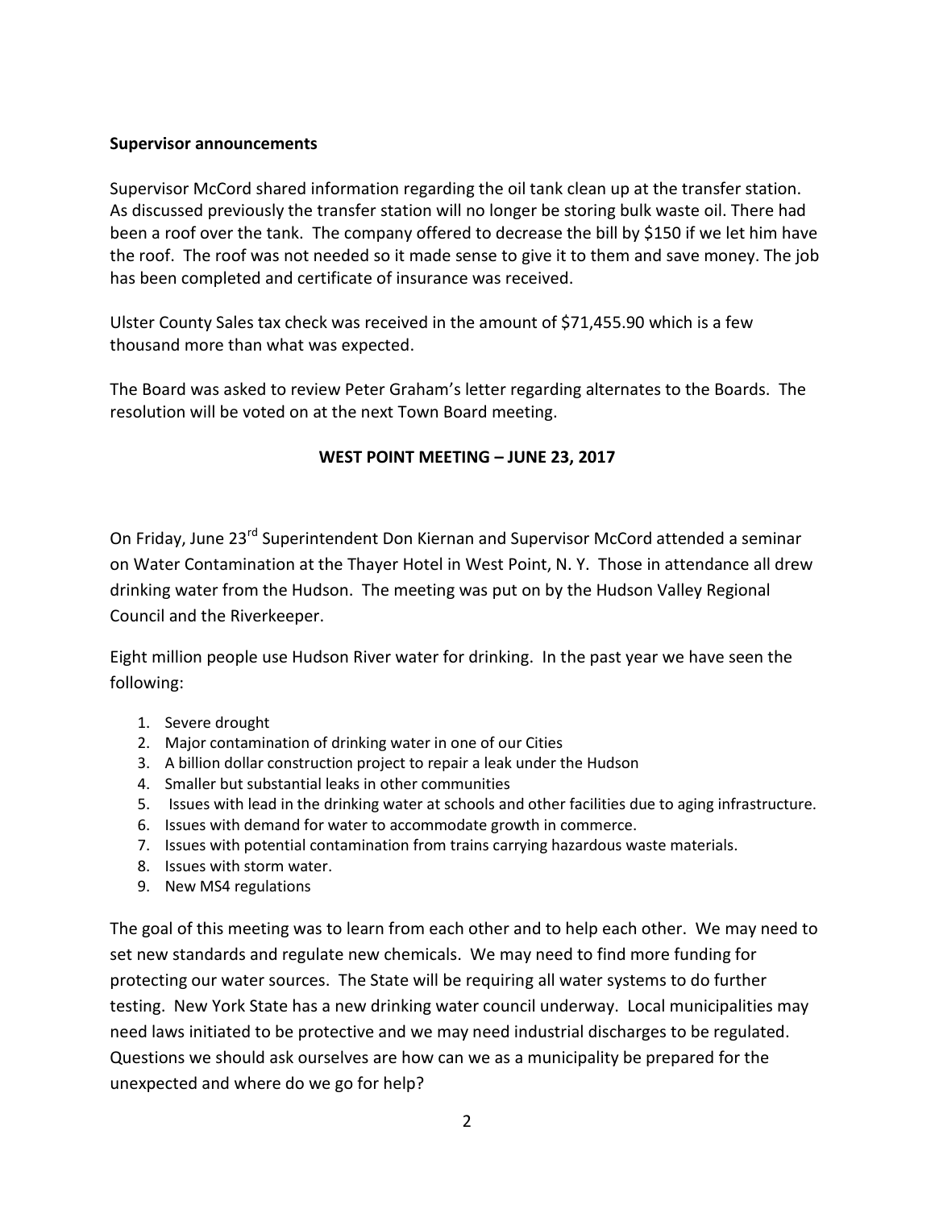**Supervisor announcements**

Supervisor McCord shared information regarding the oil tank clean up at the transfer station. As discussed previously the transfer station will no longer be storing bulk waste oil. There had been a roof over the tank. The company offered to decrease the bill by $150 if we let him have the roof. The roof was not needed so it made sense to give it to them and save money. The job has been completed and certificate of insurance was received.

Ulster County Sales tax check was received in the amount of $71,455.90 which is a few thousand more than what was expected.

The Board was asked to review Peter Graham's letter regarding alternates to the Boards. The resolution will be voted on at the next Town Board meeting.

**WEST POINT MEETING – JUNE 23, 2017**

On Friday, June 23rd Superintendent Don Kiernan and Supervisor McCord attended a seminar on Water Contamination at the Thayer Hotel in West Point, N. Y. Those in attendance all drew drinking water from the Hudson. The meeting was put on by the Hudson Valley Regional Council and the Riverkeeper.

Eight million people use Hudson River water for drinking. In the past year we have seen the following:

1. Severe drought
2. Major contamination of drinking water in one of our Cities
3. A billion dollar construction project to repair a leak under the Hudson
4. Smaller but substantial leaks in other communities
5. Issues with lead in the drinking water at schools and other facilities due to aging infrastructure.
6. Issues with demand for water to accommodate growth in commerce.
7. Issues with potential contamination from trains carrying hazardous waste materials.
8. Issues with storm water.
9. New MS4 regulations

The goal of this meeting was to learn from each other and to help each other. We may need to set new standards and regulate new chemicals. We may need to find more funding for protecting our water sources. The State will be requiring all water systems to do further testing. New York State has a new drinking water council underway. Local municipalities may need laws initiated to be protective and we may need industrial discharges to be regulated. Questions we should ask ourselves are how can we as a municipality be prepared for the unexpected and where do we go for help?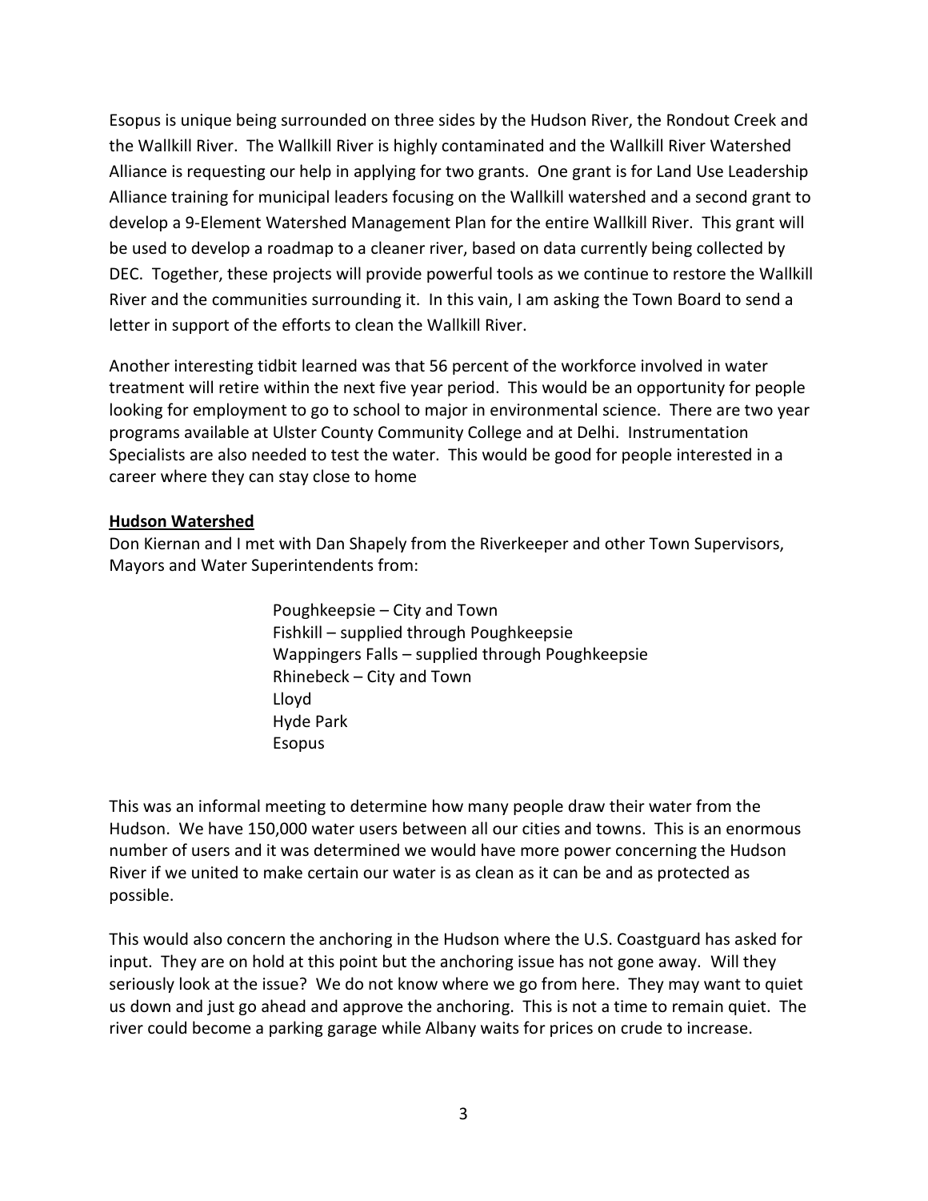Esopus is unique being surrounded on three sides by the Hudson River, the Rondout Creek and the Wallkill River. The Wallkill River is highly contaminated and the Wallkill River Watershed Alliance is requesting our help in applying for two grants. One grant is for Land Use Leadership Alliance training for municipal leaders focusing on the Wallkill watershed and a second grant to develop a 9-Element Watershed Management Plan for the entire Wallkill River. This grant will be used to develop a roadmap to a cleaner river, based on data currently being collected by DEC. Together, these projects will provide powerful tools as we continue to restore the Wallkill River and the communities surrounding it. In this vain, I am asking the Town Board to send a letter in support of the efforts to clean the Wallkill River.

Another interesting tidbit learned was that 56 percent of the workforce involved in water treatment will retire within the next five year period. This would be an opportunity for people looking for employment to go to school to major in environmental science. There are two year programs available at Ulster County Community College and at Delhi. Instrumentation Specialists are also needed to test the water. This would be good for people interested in a career where they can stay close to home

**Hudson Watershed**

Don Kiernan and I met with Dan Shapely from the Riverkeeper and other Town Supervisors, Mayors and Water Superintendents from:

- Poughkeepsie – City and Town
- Fishkill – supplied through Poughkeepsie
- Wappingers Falls – supplied through Poughkeepsie
- Rhinebeck – City and Town
- Lloyd
- Hyde Park
- Esopus

This was an informal meeting to determine how many people draw their water from the Hudson. We have 150,000 water users between all our cities and towns. This is an enormous number of users and it was determined we would have more power concerning the Hudson River if we united to make certain our water is as clean as it can be and as protected as possible.

This would also concern the anchoring in the Hudson where the U.S. Coastguard has asked for input. They are on hold at this point but the anchoring issue has not gone away. Will they seriously look at the issue? We do not know where we go from here. They may want to quiet us down and just go ahead and approve the anchoring. This is not a time to remain quiet. The river could become a parking garage while Albany waits for prices on crude to increase.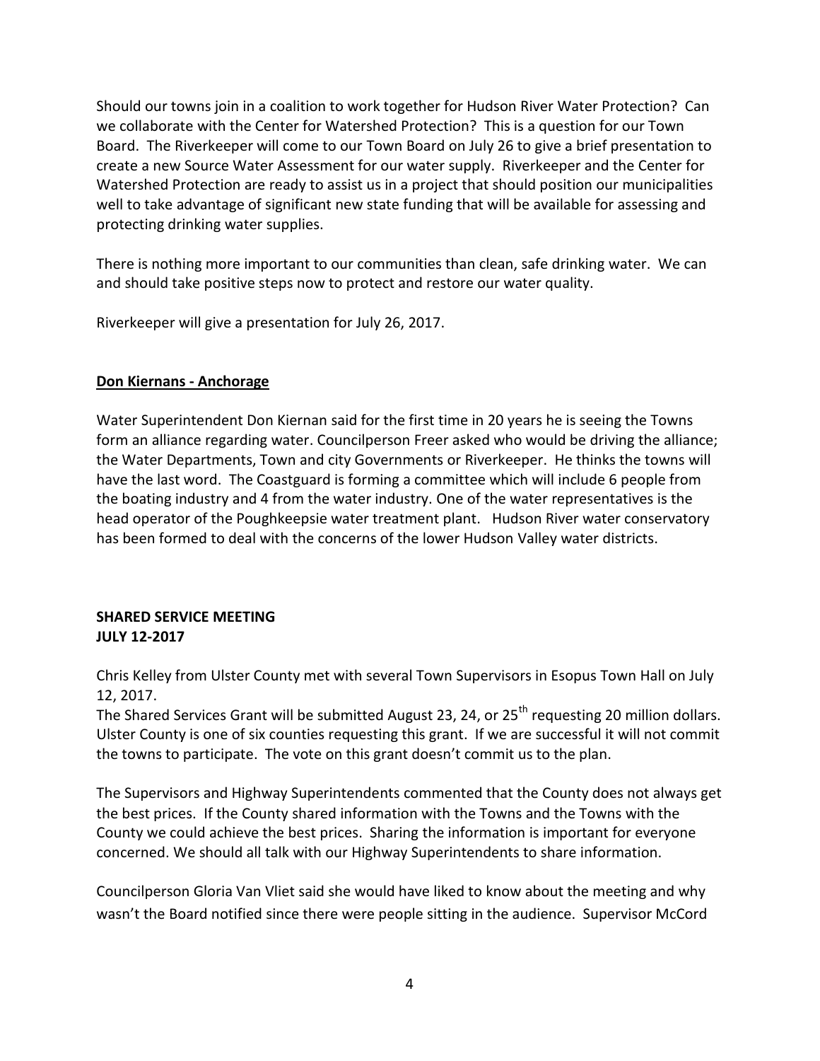Should our towns join in a coalition to work together for Hudson River Water Protection? Can we collaborate with the Center for Watershed Protection? This is a question for our Town Board. The Riverkeeper will come to our Town Board on July 26 to give a brief presentation to create a new Source Water Assessment for our water supply. Riverkeeper and the Center for Watershed Protection are ready to assist us in a project that should position our municipalities well to take advantage of significant new state funding that will be available for assessing and protecting drinking water supplies.

There is nothing more important to our communities than clean, safe drinking water. We can and should take positive steps now to protect and restore our water quality.

Riverkeeper will give a presentation for July 26, 2017.

**Don Kiernans - Anchorage**

Water Superintendent Don Kiernan said for the first time in 20 years he is seeing the Towns form an alliance regarding water. Councilperson Freer asked who would be driving the alliance; the Water Departments, Town and city Governments or Riverkeeper. He thinks the towns will have the last word. The Coastguard is forming a committee which will include 6 people from the boating industry and 4 from the water industry. One of the water representatives is the head operator of the Poughkeepsie water treatment plant. Hudson River water conservatory has been formed to deal with the concerns of the lower Hudson Valley water districts.

**SHARED SERVICE MEETING**
**JULY 12-2017**

Chris Kelley from Ulster County met with several Town Supervisors in Esopus Town Hall on July 12, 2017.
The Shared Services Grant will be submitted August 23, 24, or 25th requesting 20 million dollars. Ulster County is one of six counties requesting this grant. If we are successful it will not commit the towns to participate. The vote on this grant doesn't commit us to the plan.

The Supervisors and Highway Superintendents commented that the County does not always get the best prices. If the County shared information with the Towns and the Towns with the County we could achieve the best prices. Sharing the information is important for everyone concerned. We should all talk with our Highway Superintendents to share information.

Councilperson Gloria Van Vliet said she would have liked to know about the meeting and why wasn't the Board notified since there were people sitting in the audience. Supervisor McCord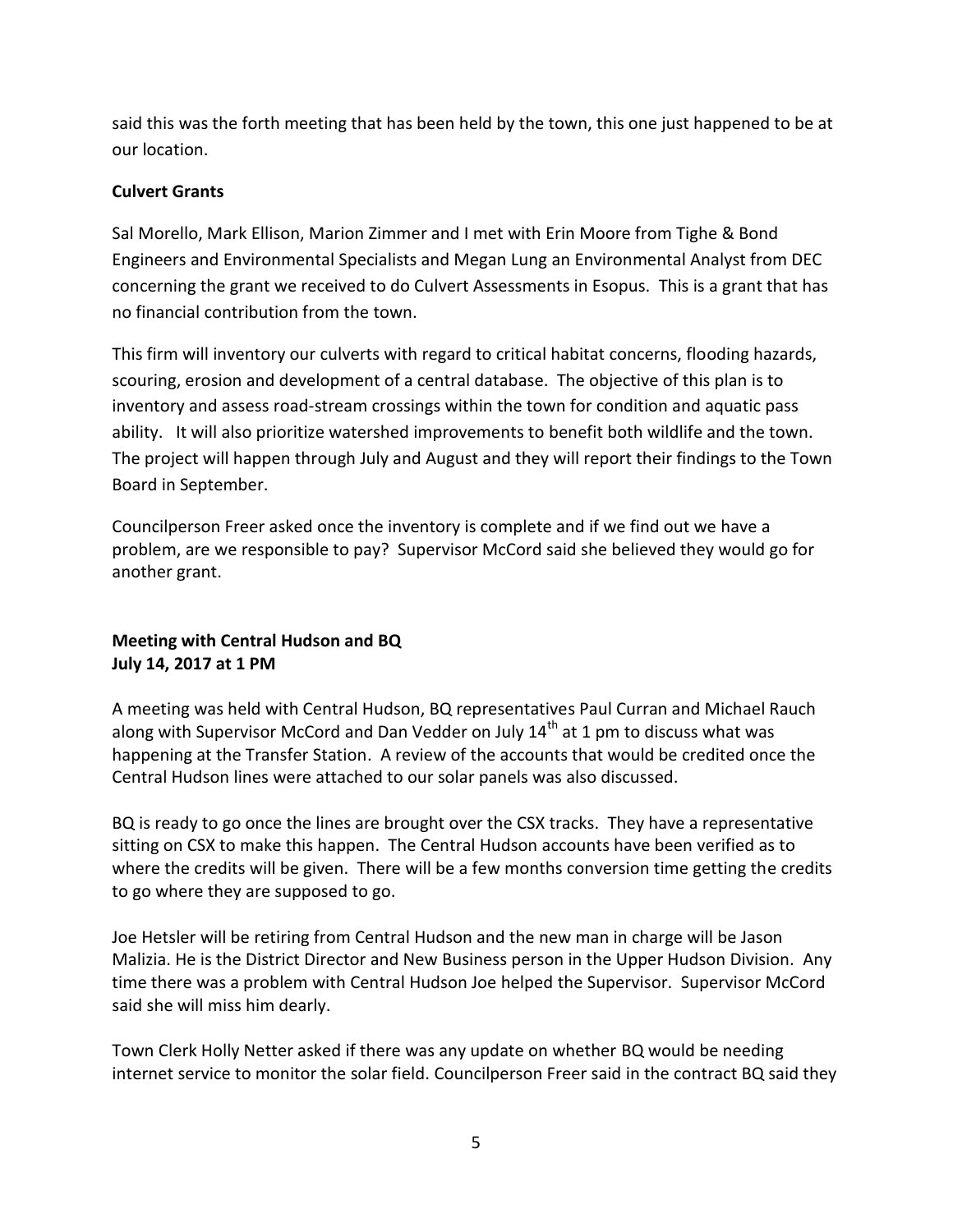said this was the forth meeting that has been held by the town, this one just happened to be at our location.

**Culvert Grants**

Sal Morello, Mark Ellison, Marion Zimmer and I met with Erin Moore from Tighe & Bond Engineers and Environmental Specialists and Megan Lung an Environmental Analyst from DEC concerning the grant we received to do Culvert Assessments in Esopus. This is a grant that has no financial contribution from the town.

This firm will inventory our culverts with regard to critical habitat concerns, flooding hazards, scouring, erosion and development of a central database. The objective of this plan is to inventory and assess road-stream crossings within the town for condition and aquatic pass ability. It will also prioritize watershed improvements to benefit both wildlife and the town. The project will happen through July and August and they will report their findings to the Town Board in September.

Councilperson Freer asked once the inventory is complete and if we find out we have a problem, are we responsible to pay? Supervisor McCord said she believed they would go for another grant.

**Meeting with Central Hudson and BQ**
**July 14, 2017 at 1 PM**

A meeting was held with Central Hudson, BQ representatives Paul Curran and Michael Rauch along with Supervisor McCord and Dan Vedder on July 14th at 1 pm to discuss what was happening at the Transfer Station. A review of the accounts that would be credited once the Central Hudson lines were attached to our solar panels was also discussed.

BQ is ready to go once the lines are brought over the CSX tracks. They have a representative sitting on CSX to make this happen. The Central Hudson accounts have been verified as to where the credits will be given. There will be a few months conversion time getting the credits to go where they are supposed to go.

Joe Hetsler will be retiring from Central Hudson and the new man in charge will be Jason Malizia. He is the District Director and New Business person in the Upper Hudson Division. Any time there was a problem with Central Hudson Joe helped the Supervisor. Supervisor McCord said she will miss him dearly.

Town Clerk Holly Netter asked if there was any update on whether BQ would be needing internet service to monitor the solar field. Councilperson Freer said in the contract BQ said they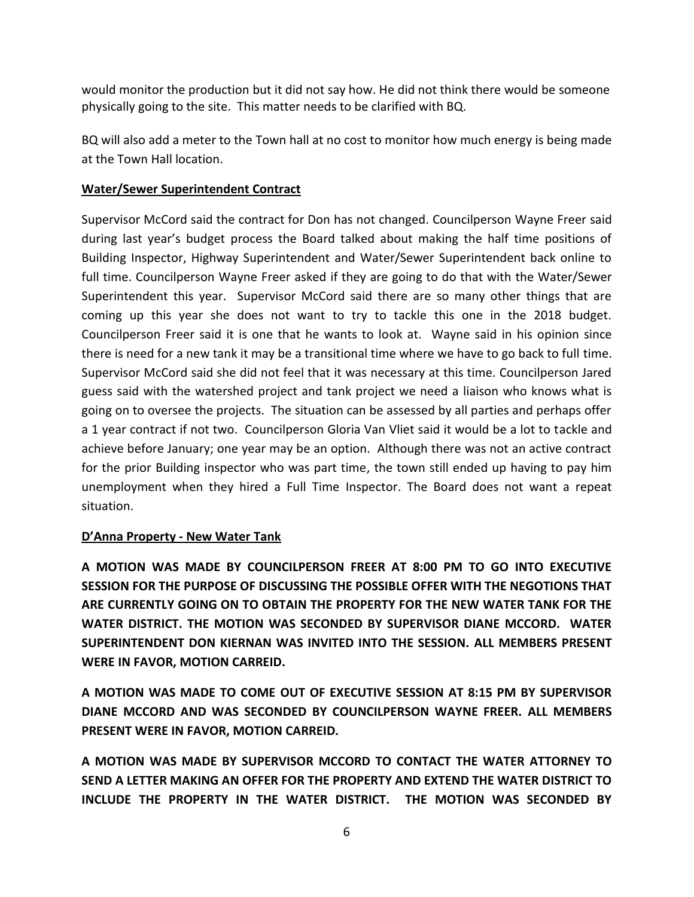would monitor the production but it did not say how. He did not think there would be someone physically going to the site. This matter needs to be clarified with BQ.

BQ will also add a meter to the Town hall at no cost to monitor how much energy is being made at the Town Hall location.

**Water/Sewer Superintendent Contract**

Supervisor McCord said the contract for Don has not changed. Councilperson Wayne Freer said during last year's budget process the Board talked about making the half time positions of Building Inspector, Highway Superintendent and Water/Sewer Superintendent back online to full time. Councilperson Wayne Freer asked if they are going to do that with the Water/Sewer Superintendent this year. Supervisor McCord said there are so many other things that are coming up this year she does not want to try to tackle this one in the 2018 budget. Councilperson Freer said it is one that he wants to look at. Wayne said in his opinion since there is need for a new tank it may be a transitional time where we have to go back to full time. Supervisor McCord said she did not feel that it was necessary at this time. Councilperson Jared guess said with the watershed project and tank project we need a liaison who knows what is going on to oversee the projects. The situation can be assessed by all parties and perhaps offer a 1 year contract if not two. Councilperson Gloria Van Vliet said it would be a lot to tackle and achieve before January; one year may be an option. Although there was not an active contract for the prior Building inspector who was part time, the town still ended up having to pay him unemployment when they hired a Full Time Inspector. The Board does not want a repeat situation.

**D'Anna Property - New Water Tank**

**A MOTION WAS MADE BY COUNCILPERSON FREER AT 8:00 PM TO GO INTO EXECUTIVE SESSION FOR THE PURPOSE OF DISCUSSING THE POSSIBLE OFFER WITH THE NEGOTIONS THAT ARE CURRENTLY GOING ON TO OBTAIN THE PROPERTY FOR THE NEW WATER TANK FOR THE WATER DISTRICT. THE MOTION WAS SECONDED BY SUPERVISOR DIANE MCCORD. WATER SUPERINTENDENT DON KIERNAN WAS INVITED INTO THE SESSION. ALL MEMBERS PRESENT WERE IN FAVOR, MOTION CARREID.**

**A MOTION WAS MADE TO COME OUT OF EXECUTIVE SESSION AT 8:15 PM BY SUPERVISOR DIANE MCCORD AND WAS SECONDED BY COUNCILPERSON WAYNE FREER. ALL MEMBERS PRESENT WERE IN FAVOR, MOTION CARREID.**

**A MOTION WAS MADE BY SUPERVISOR MCCORD TO CONTACT THE WATER ATTORNEY TO SEND A LETTER MAKING AN OFFER FOR THE PROPERTY AND EXTEND THE WATER DISTRICT TO INCLUDE THE PROPERTY IN THE WATER DISTRICT. THE MOTION WAS SECONDED BY**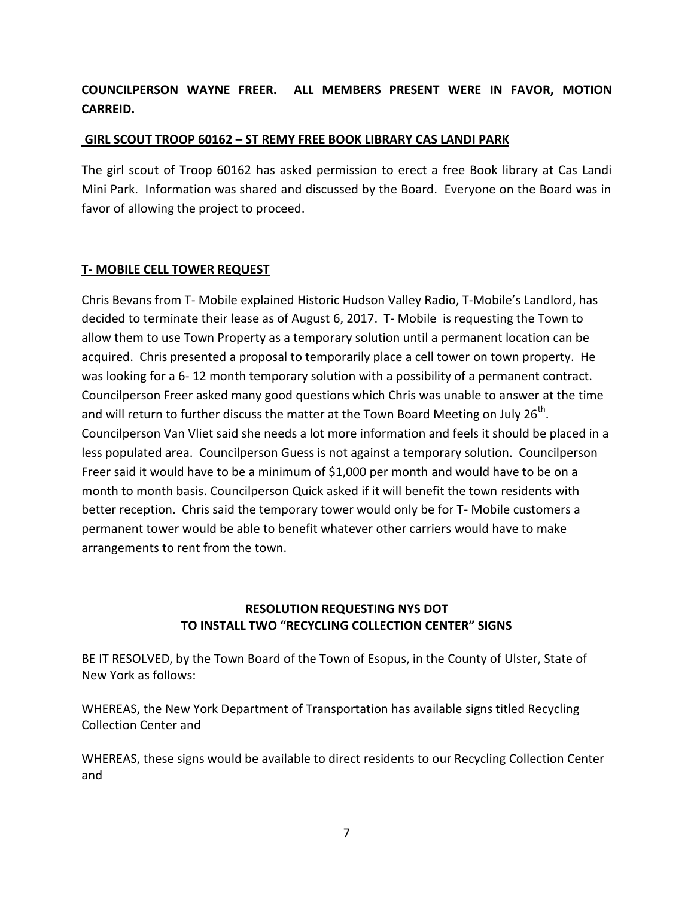**COUNCILPERSON WAYNE FREER. ALL MEMBERS PRESENT WERE IN FAVOR, MOTION CARREID.**

**GIRL SCOUT TROOP 60162 – ST REMY FREE BOOK LIBRARY CAS LANDI PARK**

The girl scout of Troop 60162 has asked permission to erect a free Book library at Cas Landi Mini Park. Information was shared and discussed by the Board. Everyone on the Board was in favor of allowing the project to proceed.

**T- MOBILE CELL TOWER REQUEST**

Chris Bevans from T- Mobile explained Historic Hudson Valley Radio, T-Mobile's Landlord, has decided to terminate their lease as of August 6, 2017. T- Mobile is requesting the Town to allow them to use Town Property as a temporary solution until a permanent location can be acquired. Chris presented a proposal to temporarily place a cell tower on town property. He was looking for a 6- 12 month temporary solution with a possibility of a permanent contract. Councilperson Freer asked many good questions which Chris was unable to answer at the time and will return to further discuss the matter at the Town Board Meeting on July 26th. Councilperson Van Vliet said she needs a lot more information and feels it should be placed in a less populated area. Councilperson Guess is not against a temporary solution. Councilperson Freer said it would have to be a minimum of $1,000 per month and would have to be on a month to month basis. Councilperson Quick asked if it will benefit the town residents with better reception. Chris said the temporary tower would only be for T- Mobile customers a permanent tower would be able to benefit whatever other carriers would have to make arrangements to rent from the town.

**RESOLUTION REQUESTING NYS DOT TO INSTALL TWO "RECYCLING COLLECTION CENTER" SIGNS**

BE IT RESOLVED, by the Town Board of the Town of Esopus, in the County of Ulster, State of New York as follows:

WHEREAS, the New York Department of Transportation has available signs titled Recycling Collection Center and

WHEREAS, these signs would be available to direct residents to our Recycling Collection Center and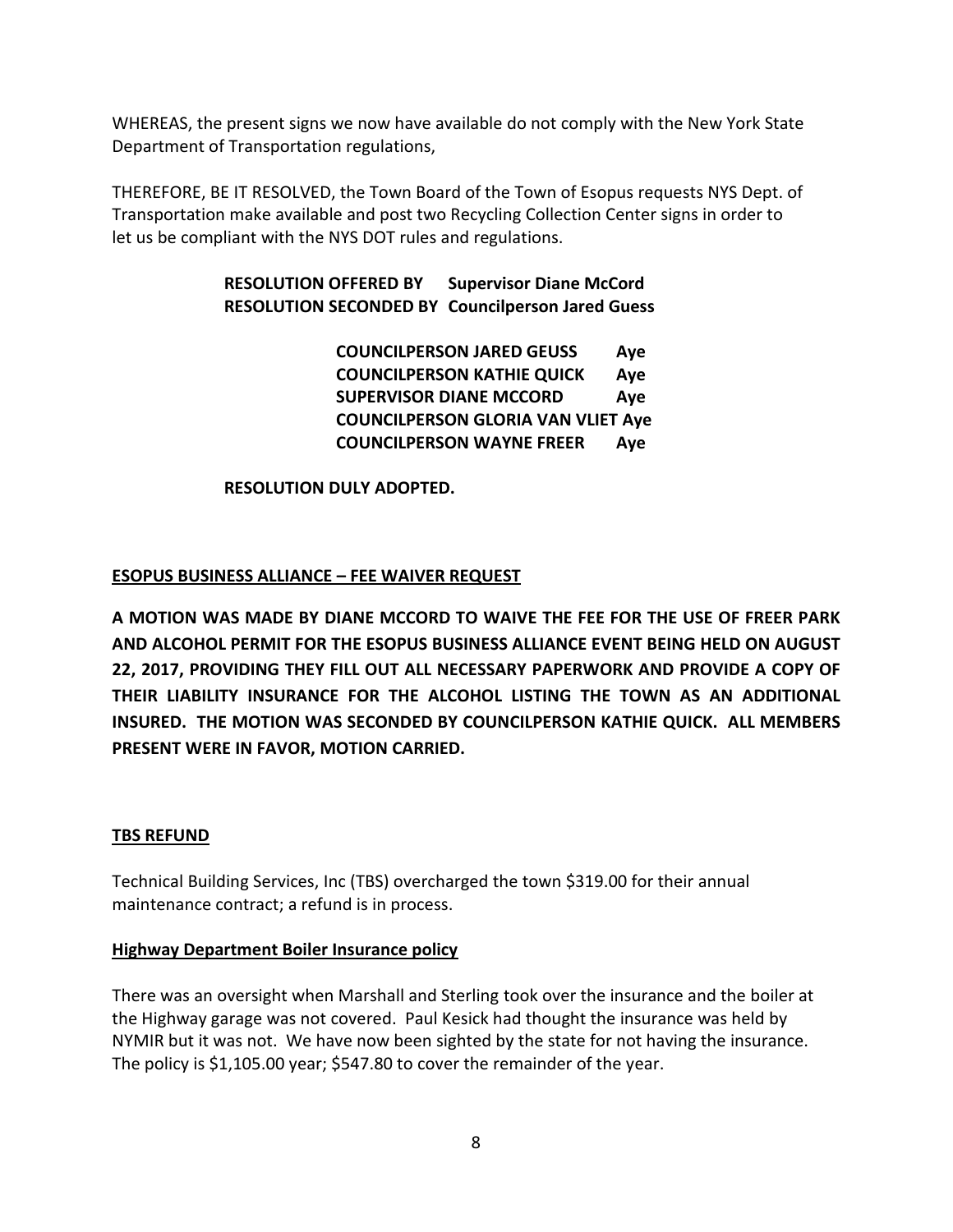WHEREAS, the present signs we now have available do not comply with the New York State Department of Transportation regulations,

THEREFORE, BE IT RESOLVED, the Town Board of the Town of Esopus requests NYS Dept. of Transportation make available and post two Recycling Collection Center signs in order to let us be compliant with the NYS DOT rules and regulations.

**RESOLUTION OFFERED BY Supervisor Diane McCord**
**RESOLUTION SECONDED BY Councilperson Jared Guess**

**COUNCILPERSON JARED GEUSS Aye**
**COUNCILPERSON KATHIE QUICK Aye**
**SUPERVISOR DIANE MCCORD Aye**
**COUNCILPERSON GLORIA VAN VLIET Aye**
**COUNCILPERSON WAYNE FREER Aye**

**RESOLUTION DULY ADOPTED.**

**ESOPUS BUSINESS ALLIANCE – FEE WAIVER REQUEST**

**A MOTION WAS MADE BY DIANE MCCORD TO WAIVE THE FEE FOR THE USE OF FREER PARK AND ALCOHOL PERMIT FOR THE ESOPUS BUSINESS ALLIANCE EVENT BEING HELD ON AUGUST 22, 2017, PROVIDING THEY FILL OUT ALL NECESSARY PAPERWORK AND PROVIDE A COPY OF THEIR LIABILITY INSURANCE FOR THE ALCOHOL LISTING THE TOWN AS AN ADDITIONAL INSURED. THE MOTION WAS SECONDED BY COUNCILPERSON KATHIE QUICK. ALL MEMBERS PRESENT WERE IN FAVOR, MOTION CARRIED.**

**TBS REFUND**

Technical Building Services, Inc (TBS) overcharged the town \$319.00 for their annual maintenance contract; a refund is in process.

**Highway Department Boiler Insurance policy**

There was an oversight when Marshall and Sterling took over the insurance and the boiler at the Highway garage was not covered. Paul Kesick had thought the insurance was held by NYMIR but it was not. We have now been sighted by the state for not having the insurance. The policy is \$1,105.00 year; \$547.80 to cover the remainder of the year.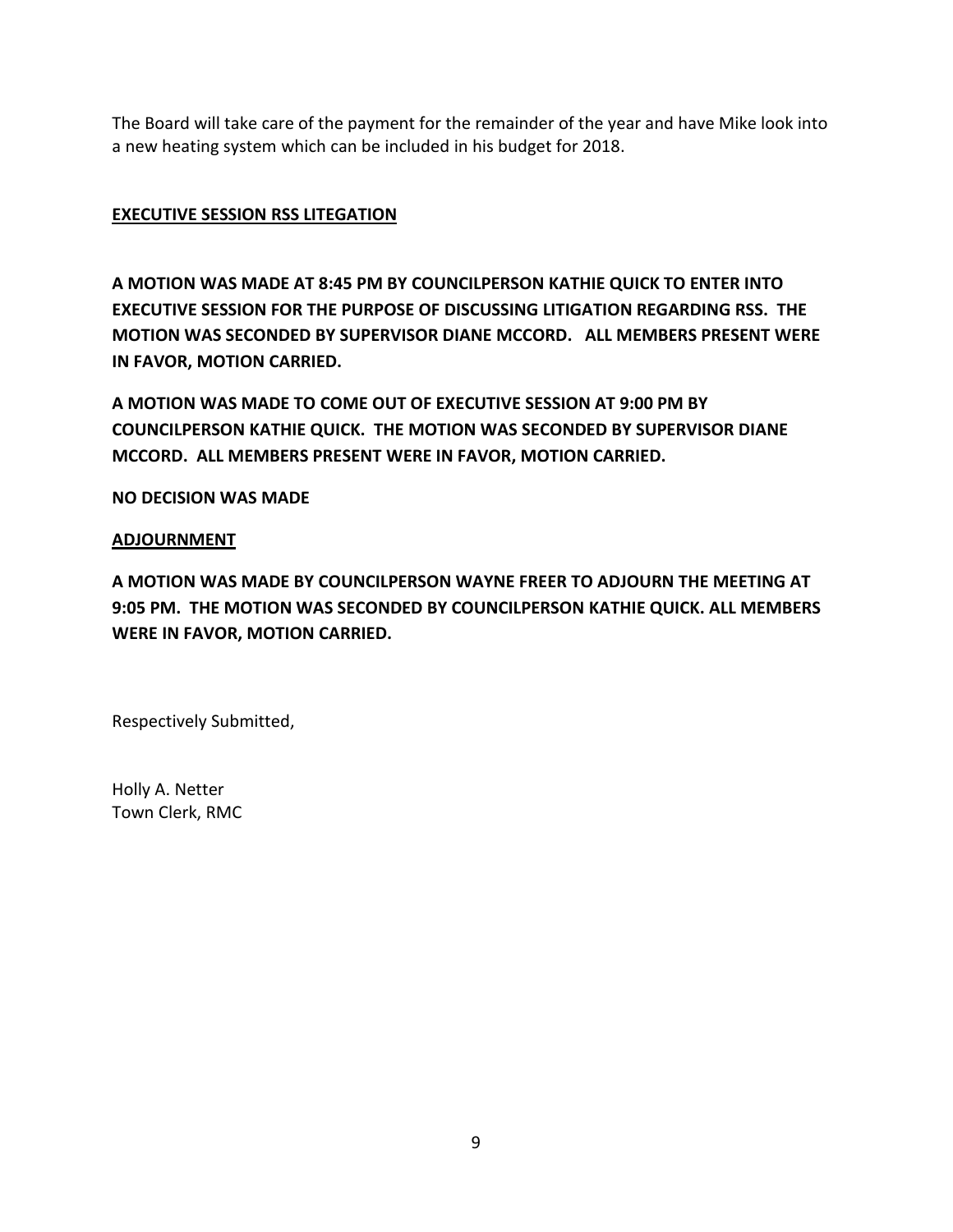The Board will take care of the payment for the remainder of the year and have Mike look into a new heating system which can be included in his budget for 2018.

**EXECUTIVE SESSION RSS LITEGATION**

**A MOTION WAS MADE AT 8:45 PM BY COUNCILPERSON KATHIE QUICK TO ENTER INTO EXECUTIVE SESSION FOR THE PURPOSE OF DISCUSSING LITIGATION REGARDING RSS. THE MOTION WAS SECONDED BY SUPERVISOR DIANE MCCORD. ALL MEMBERS PRESENT WERE IN FAVOR, MOTION CARRIED.**

**A MOTION WAS MADE TO COME OUT OF EXECUTIVE SESSION AT 9:00 PM BY COUNCILPERSON KATHIE QUICK. THE MOTION WAS SECONDED BY SUPERVISOR DIANE MCCORD. ALL MEMBERS PRESENT WERE IN FAVOR, MOTION CARRIED.**

**NO DECISION WAS MADE**

**ADJOURNMENT**

**A MOTION WAS MADE BY COUNCILPERSON WAYNE FREER TO ADJOURN THE MEETING AT 9:05 PM. THE MOTION WAS SECONDED BY COUNCILPERSON KATHIE QUICK. ALL MEMBERS WERE IN FAVOR, MOTION CARRIED.**

Respectively Submitted,

Holly A. Netter
Town Clerk, RMC